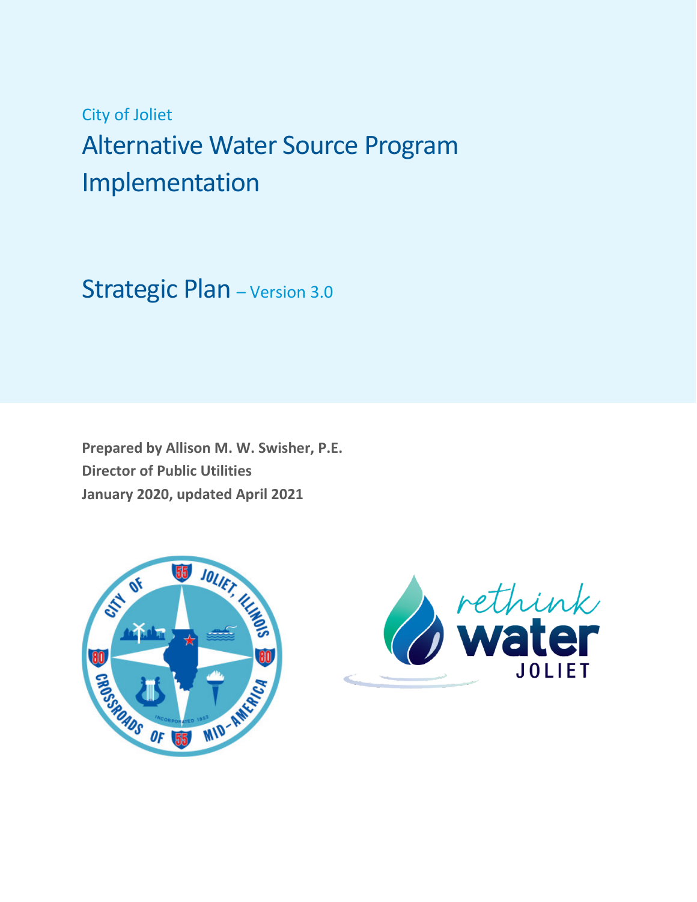City of Joliet

# Alternative Water Source Program Implementation

## Strategic Plan – Version 3.0

**Prepared by Allison M. W. Swisher, P.E.**
**Director of Public Utilities**
**January 2020, updated April 2021**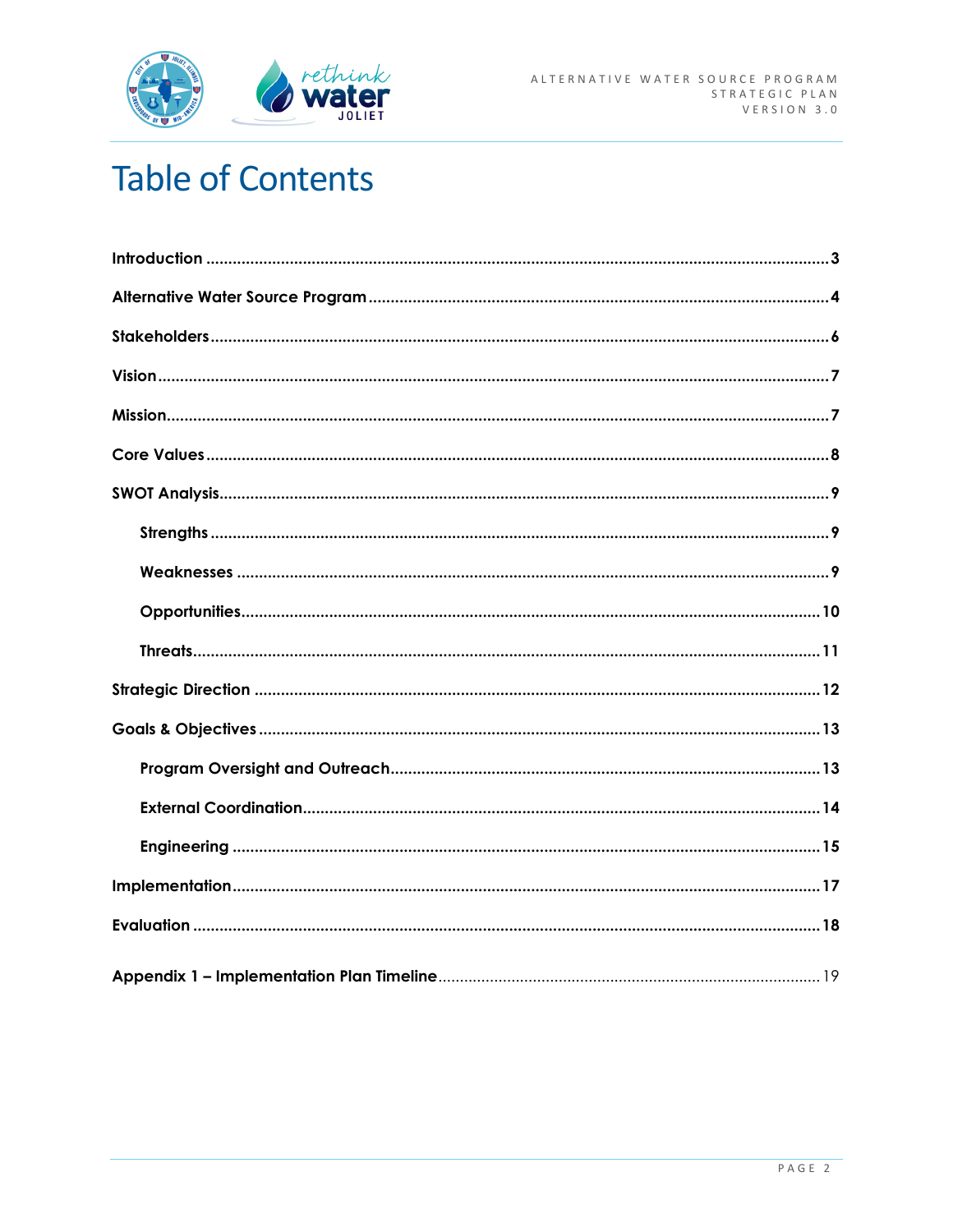# Table of Contents

- Introduction ........ 3
- Alternative Water Source Program ........ 4
- Stakeholders ........ 6
- Vision ........ 7
- Mission ........ 7
- Core Values ........ 8
- SWOT Analysis ........ 9
  - Strengths ........ 9
  - Weaknesses ........ 9
  - Opportunities ........ 10
  - Threats ........ 11
- Strategic Direction ........ 12
- Goals & Objectives ........ 13
  - Program Oversight and Outreach ........ 13
  - External Coordination ........ 14
  - Engineering ........ 15
- Implementation ........ 17
- Evaluation ........ 18
- Appendix 1 – Implementation Plan Timeline ........ 19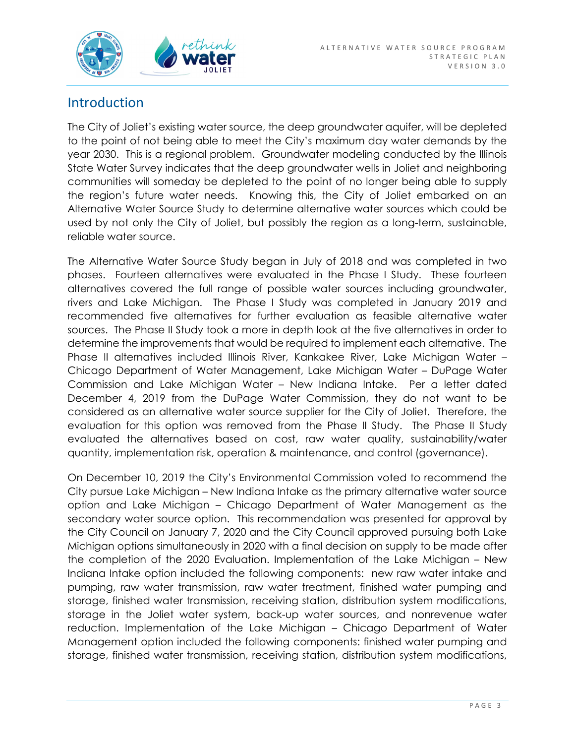## Introduction

The City of Joliet's existing water source, the deep groundwater aquifer, will be depleted to the point of not being able to meet the City's maximum day water demands by the year 2030. This is a regional problem. Groundwater modeling conducted by the Illinois State Water Survey indicates that the deep groundwater wells in Joliet and neighboring communities will someday be depleted to the point of no longer being able to supply the region's future water needs. Knowing this, the City of Joliet embarked on an Alternative Water Source Study to determine alternative water sources which could be used by not only the City of Joliet, but possibly the region as a long-term, sustainable, reliable water source.

The Alternative Water Source Study began in July of 2018 and was completed in two phases. Fourteen alternatives were evaluated in the Phase I Study. These fourteen alternatives covered the full range of possible water sources including groundwater, rivers and Lake Michigan. The Phase I Study was completed in January 2019 and recommended five alternatives for further evaluation as feasible alternative water sources. The Phase II Study took a more in depth look at the five alternatives in order to determine the improvements that would be required to implement each alternative. The Phase II alternatives included Illinois River, Kankakee River, Lake Michigan Water – Chicago Department of Water Management, Lake Michigan Water – DuPage Water Commission and Lake Michigan Water – New Indiana Intake. Per a letter dated December 4, 2019 from the DuPage Water Commission, they do not want to be considered as an alternative water source supplier for the City of Joliet. Therefore, the evaluation for this option was removed from the Phase II Study. The Phase II Study evaluated the alternatives based on cost, raw water quality, sustainability/water quantity, implementation risk, operation & maintenance, and control (governance).

On December 10, 2019 the City's Environmental Commission voted to recommend the City pursue Lake Michigan – New Indiana Intake as the primary alternative water source option and Lake Michigan – Chicago Department of Water Management as the secondary water source option. This recommendation was presented for approval by the City Council on January 7, 2020 and the City Council approved pursuing both Lake Michigan options simultaneously in 2020 with a final decision on supply to be made after the completion of the 2020 Evaluation. Implementation of the Lake Michigan – New Indiana Intake option included the following components: new raw water intake and pumping, raw water transmission, raw water treatment, finished water pumping and storage, finished water transmission, receiving station, distribution system modifications, storage in the Joliet water system, back-up water sources, and nonrevenue water reduction. Implementation of the Lake Michigan – Chicago Department of Water Management option included the following components: finished water pumping and storage, finished water transmission, receiving station, distribution system modifications,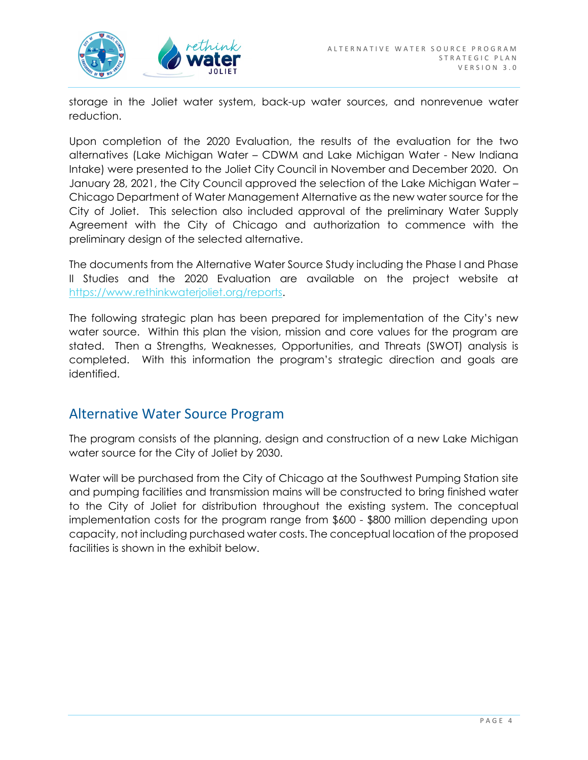storage in the Joliet water system, back-up water sources, and nonrevenue water reduction.

Upon completion of the 2020 Evaluation, the results of the evaluation for the two alternatives (Lake Michigan Water – CDWM and Lake Michigan Water - New Indiana Intake) were presented to the Joliet City Council in November and December 2020. On January 28, 2021, the City Council approved the selection of the Lake Michigan Water – Chicago Department of Water Management Alternative as the new water source for the City of Joliet. This selection also included approval of the preliminary Water Supply Agreement with the City of Chicago and authorization to commence with the preliminary design of the selected alternative.

The documents from the Alternative Water Source Study including the Phase I and Phase II Studies and the 2020 Evaluation are available on the project website at https://www.rethinkwaterjoliet.org/reports.

The following strategic plan has been prepared for implementation of the City's new water source. Within this plan the vision, mission and core values for the program are stated. Then a Strengths, Weaknesses, Opportunities, and Threats (SWOT) analysis is completed. With this information the program's strategic direction and goals are identified.

## Alternative Water Source Program

The program consists of the planning, design and construction of a new Lake Michigan water source for the City of Joliet by 2030.

Water will be purchased from the City of Chicago at the Southwest Pumping Station site and pumping facilities and transmission mains will be constructed to bring finished water to the City of Joliet for distribution throughout the existing system. The conceptual implementation costs for the program range from $600 - $800 million depending upon capacity, not including purchased water costs. The conceptual location of the proposed facilities is shown in the exhibit below.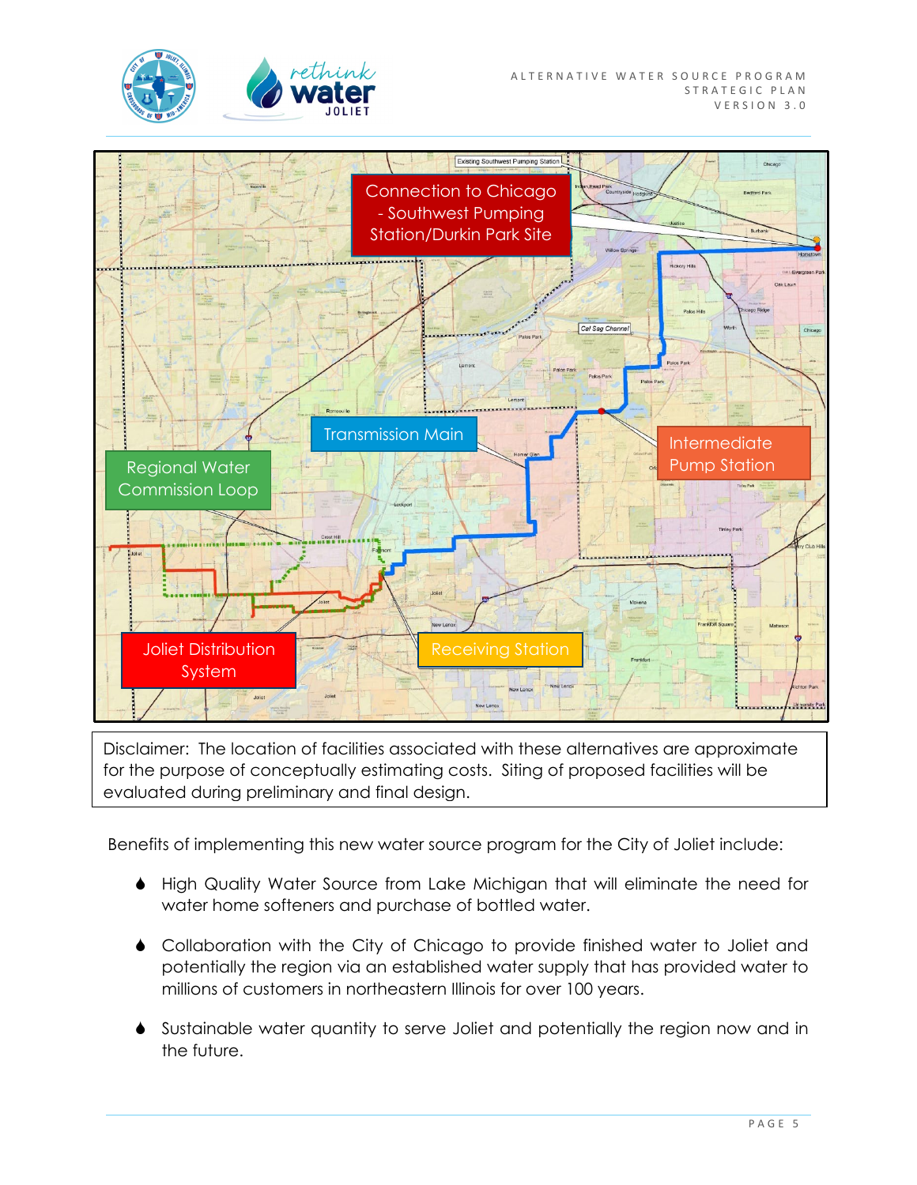Disclaimer: The location of facilities associated with these alternatives are approximate for the purpose of conceptually estimating costs. Siting of proposed facilities will be evaluated during preliminary and final design.

Benefits of implementing this new water source program for the City of Joliet include:

- High Quality Water Source from Lake Michigan that will eliminate the need for water home softeners and purchase of bottled water.
- Collaboration with the City of Chicago to provide finished water to Joliet and potentially the region via an established water supply that has provided water to millions of customers in northeastern Illinois for over 100 years.
- Sustainable water quantity to serve Joliet and potentially the region now and in the future.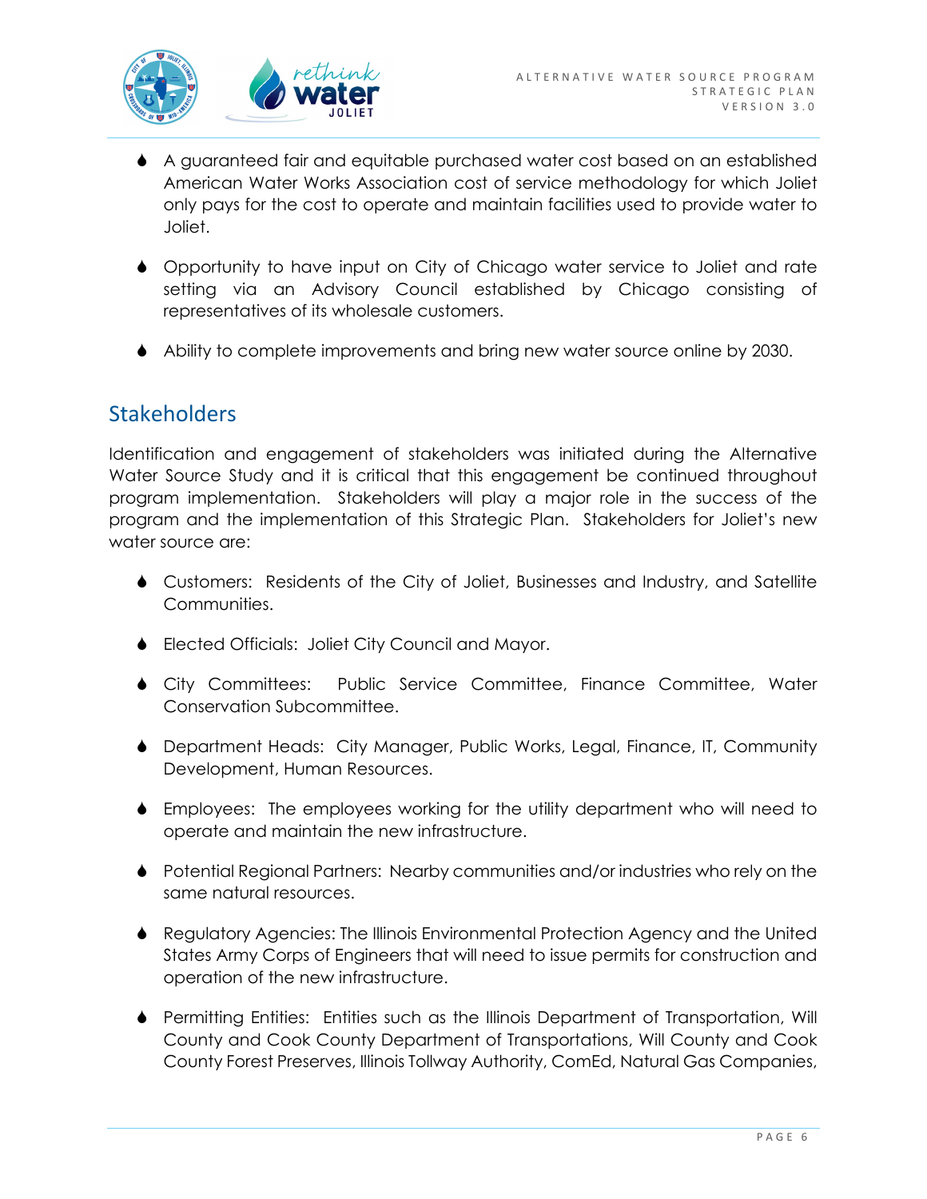- A guaranteed fair and equitable purchased water cost based on an established American Water Works Association cost of service methodology for which Joliet only pays for the cost to operate and maintain facilities used to provide water to Joliet.

- Opportunity to have input on City of Chicago water service to Joliet and rate setting via an Advisory Council established by Chicago consisting of representatives of its wholesale customers.

- Ability to complete improvements and bring new water source online by 2030.

## Stakeholders

Identification and engagement of stakeholders was initiated during the Alternative Water Source Study and it is critical that this engagement be continued throughout program implementation. Stakeholders will play a major role in the success of the program and the implementation of this Strategic Plan. Stakeholders for Joliet's new water source are:

- Customers: Residents of the City of Joliet, Businesses and Industry, and Satellite Communities.

- Elected Officials: Joliet City Council and Mayor.

- City Committees: Public Service Committee, Finance Committee, Water Conservation Subcommittee.

- Department Heads: City Manager, Public Works, Legal, Finance, IT, Community Development, Human Resources.

- Employees: The employees working for the utility department who will need to operate and maintain the new infrastructure.

- Potential Regional Partners: Nearby communities and/or industries who rely on the same natural resources.

- Regulatory Agencies: The Illinois Environmental Protection Agency and the United States Army Corps of Engineers that will need to issue permits for construction and operation of the new infrastructure.

- Permitting Entities: Entities such as the Illinois Department of Transportation, Will County and Cook County Department of Transportations, Will County and Cook County Forest Preserves, Illinois Tollway Authority, ComEd, Natural Gas Companies,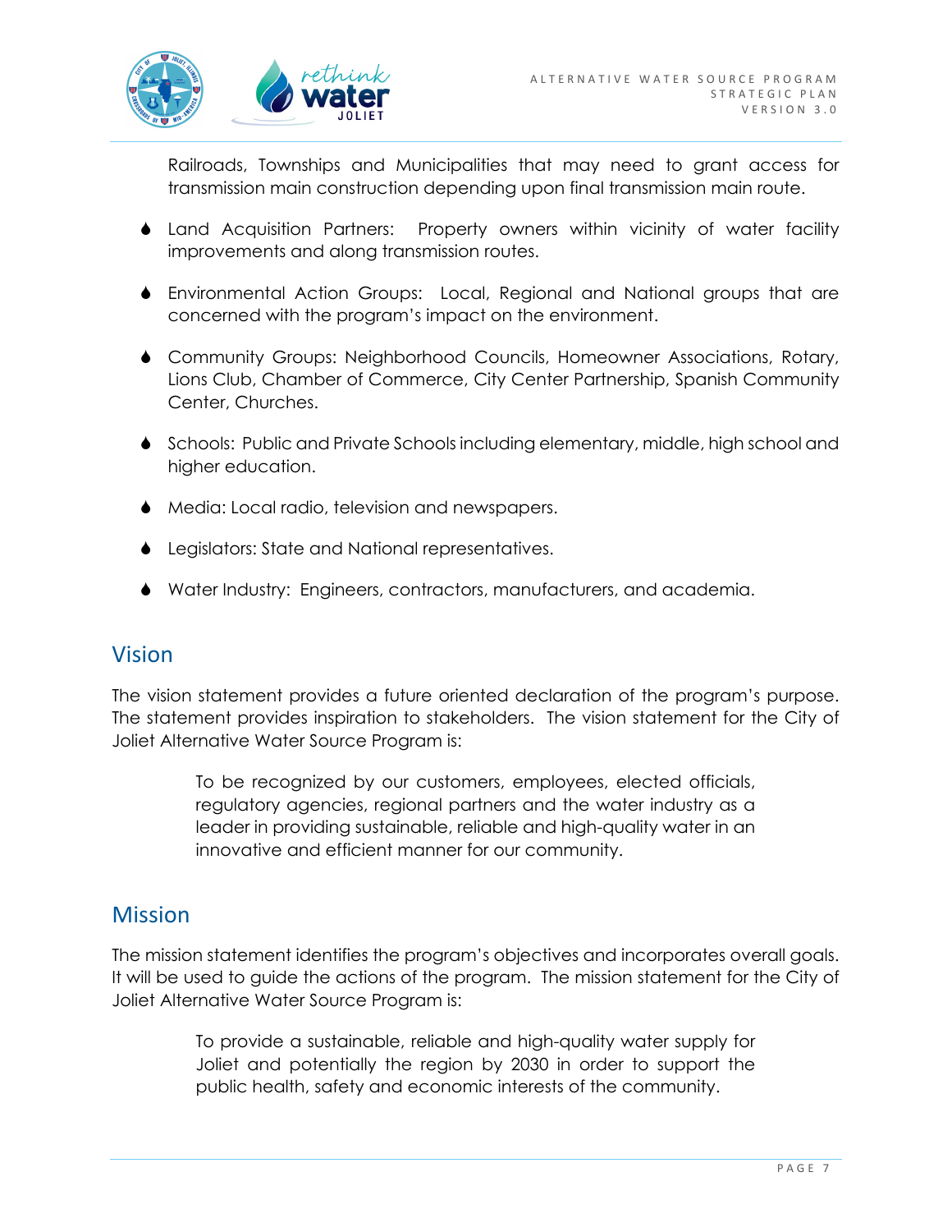Railroads, Townships and Municipalities that may need to grant access for transmission main construction depending upon final transmission main route.

- Land Acquisition Partners: Property owners within vicinity of water facility improvements and along transmission routes.
- Environmental Action Groups: Local, Regional and National groups that are concerned with the program's impact on the environment.
- Community Groups: Neighborhood Councils, Homeowner Associations, Rotary, Lions Club, Chamber of Commerce, City Center Partnership, Spanish Community Center, Churches.
- Schools: Public and Private Schools including elementary, middle, high school and higher education.
- Media: Local radio, television and newspapers.
- Legislators: State and National representatives.
- Water Industry: Engineers, contractors, manufacturers, and academia.

## Vision

The vision statement provides a future oriented declaration of the program's purpose. The statement provides inspiration to stakeholders. The vision statement for the City of Joliet Alternative Water Source Program is:

> To be recognized by our customers, employees, elected officials, regulatory agencies, regional partners and the water industry as a leader in providing sustainable, reliable and high-quality water in an innovative and efficient manner for our community.

## Mission

The mission statement identifies the program's objectives and incorporates overall goals. It will be used to guide the actions of the program. The mission statement for the City of Joliet Alternative Water Source Program is:

> To provide a sustainable, reliable and high-quality water supply for Joliet and potentially the region by 2030 in order to support the public health, safety and economic interests of the community.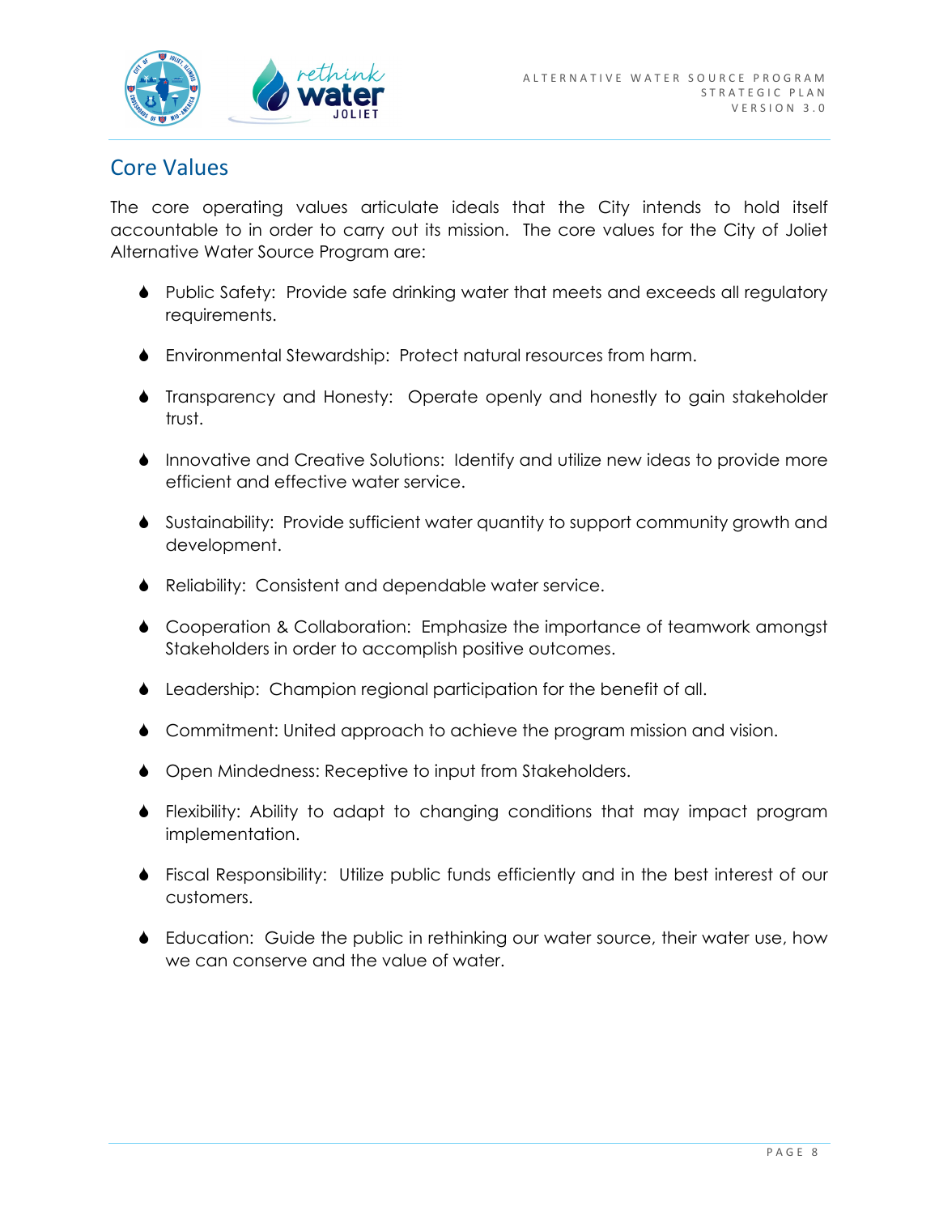## Core Values

The core operating values articulate ideals that the City intends to hold itself accountable to in order to carry out its mission. The core values for the City of Joliet Alternative Water Source Program are:

- Public Safety: Provide safe drinking water that meets and exceeds all regulatory requirements.
- Environmental Stewardship: Protect natural resources from harm.
- Transparency and Honesty: Operate openly and honestly to gain stakeholder trust.
- Innovative and Creative Solutions: Identify and utilize new ideas to provide more efficient and effective water service.
- Sustainability: Provide sufficient water quantity to support community growth and development.
- Reliability: Consistent and dependable water service.
- Cooperation & Collaboration: Emphasize the importance of teamwork amongst Stakeholders in order to accomplish positive outcomes.
- Leadership: Champion regional participation for the benefit of all.
- Commitment: United approach to achieve the program mission and vision.
- Open Mindedness: Receptive to input from Stakeholders.
- Flexibility: Ability to adapt to changing conditions that may impact program implementation.
- Fiscal Responsibility: Utilize public funds efficiently and in the best interest of our customers.
- Education: Guide the public in rethinking our water source, their water use, how we can conserve and the value of water.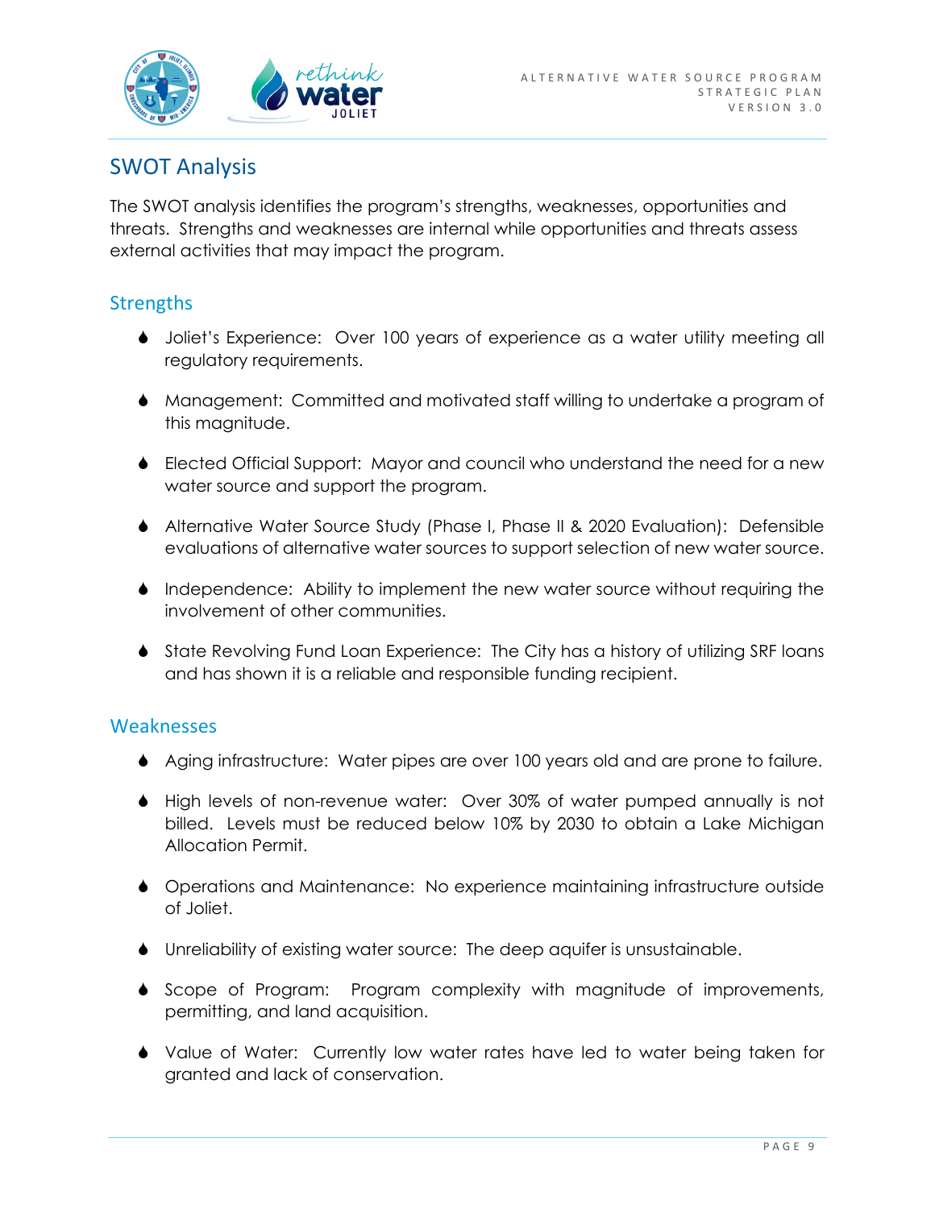## SWOT Analysis

The SWOT analysis identifies the program's strengths, weaknesses, opportunities and threats. Strengths and weaknesses are internal while opportunities and threats assess external activities that may impact the program.

### Strengths

- Joliet's Experience: Over 100 years of experience as a water utility meeting all regulatory requirements.
- Management: Committed and motivated staff willing to undertake a program of this magnitude.
- Elected Official Support: Mayor and council who understand the need for a new water source and support the program.
- Alternative Water Source Study (Phase I, Phase II & 2020 Evaluation): Defensible evaluations of alternative water sources to support selection of new water source.
- Independence: Ability to implement the new water source without requiring the involvement of other communities.
- State Revolving Fund Loan Experience: The City has a history of utilizing SRF loans and has shown it is a reliable and responsible funding recipient.

### Weaknesses

- Aging infrastructure: Water pipes are over 100 years old and are prone to failure.
- High levels of non-revenue water: Over 30% of water pumped annually is not billed. Levels must be reduced below 10% by 2030 to obtain a Lake Michigan Allocation Permit.
- Operations and Maintenance: No experience maintaining infrastructure outside of Joliet.
- Unreliability of existing water source: The deep aquifer is unsustainable.
- Scope of Program: Program complexity with magnitude of improvements, permitting, and land acquisition.
- Value of Water: Currently low water rates have led to water being taken for granted and lack of conservation.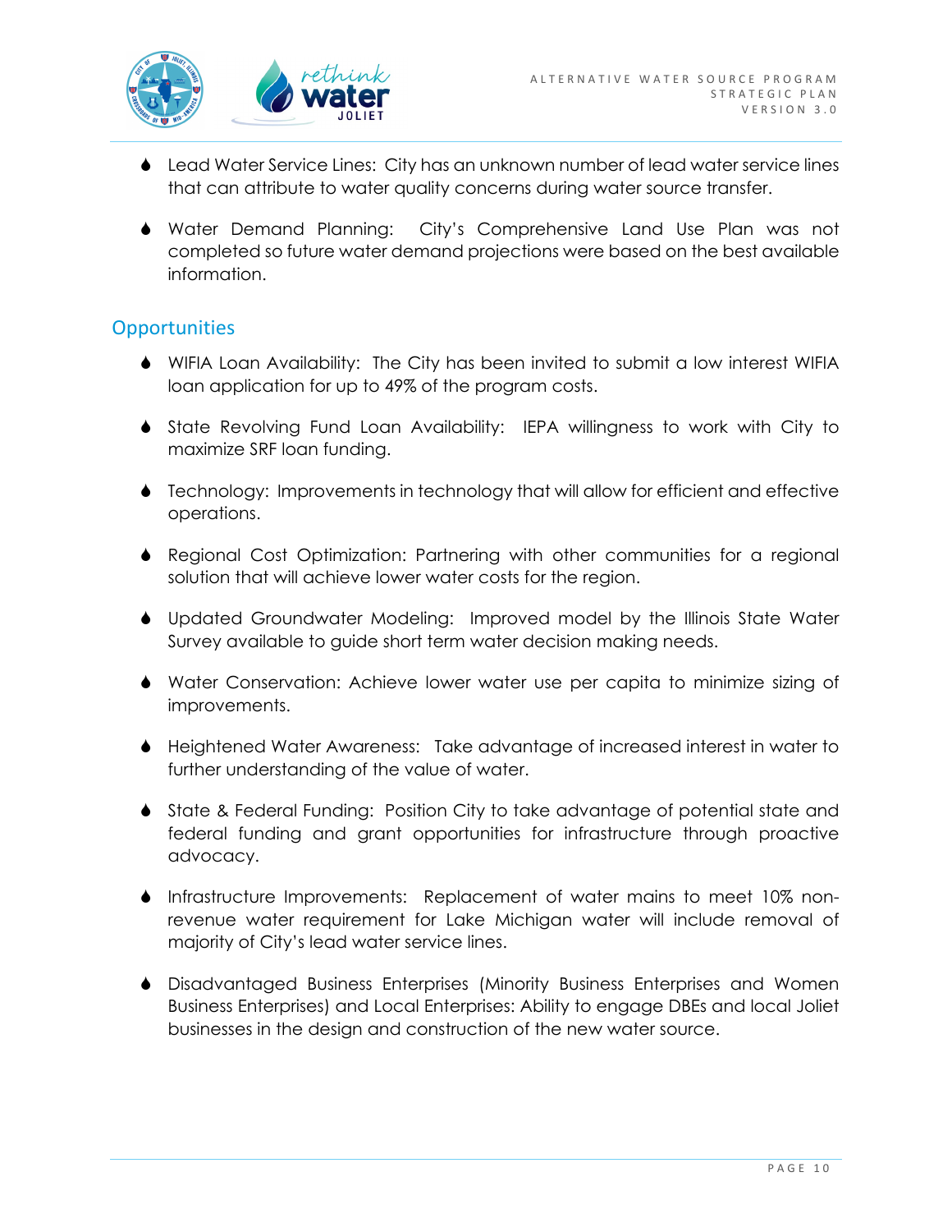- Lead Water Service Lines: City has an unknown number of lead water service lines that can attribute to water quality concerns during water source transfer.

- Water Demand Planning: City's Comprehensive Land Use Plan was not completed so future water demand projections were based on the best available information.

## Opportunities

- WIFIA Loan Availability: The City has been invited to submit a low interest WIFIA loan application for up to 49% of the program costs.

- State Revolving Fund Loan Availability: IEPA willingness to work with City to maximize SRF loan funding.

- Technology: Improvements in technology that will allow for efficient and effective operations.

- Regional Cost Optimization: Partnering with other communities for a regional solution that will achieve lower water costs for the region.

- Updated Groundwater Modeling: Improved model by the Illinois State Water Survey available to guide short term water decision making needs.

- Water Conservation: Achieve lower water use per capita to minimize sizing of improvements.

- Heightened Water Awareness: Take advantage of increased interest in water to further understanding of the value of water.

- State & Federal Funding: Position City to take advantage of potential state and federal funding and grant opportunities for infrastructure through proactive advocacy.

- Infrastructure Improvements: Replacement of water mains to meet 10% non-revenue water requirement for Lake Michigan water will include removal of majority of City's lead water service lines.

- Disadvantaged Business Enterprises (Minority Business Enterprises and Women Business Enterprises) and Local Enterprises: Ability to engage DBEs and local Joliet businesses in the design and construction of the new water source.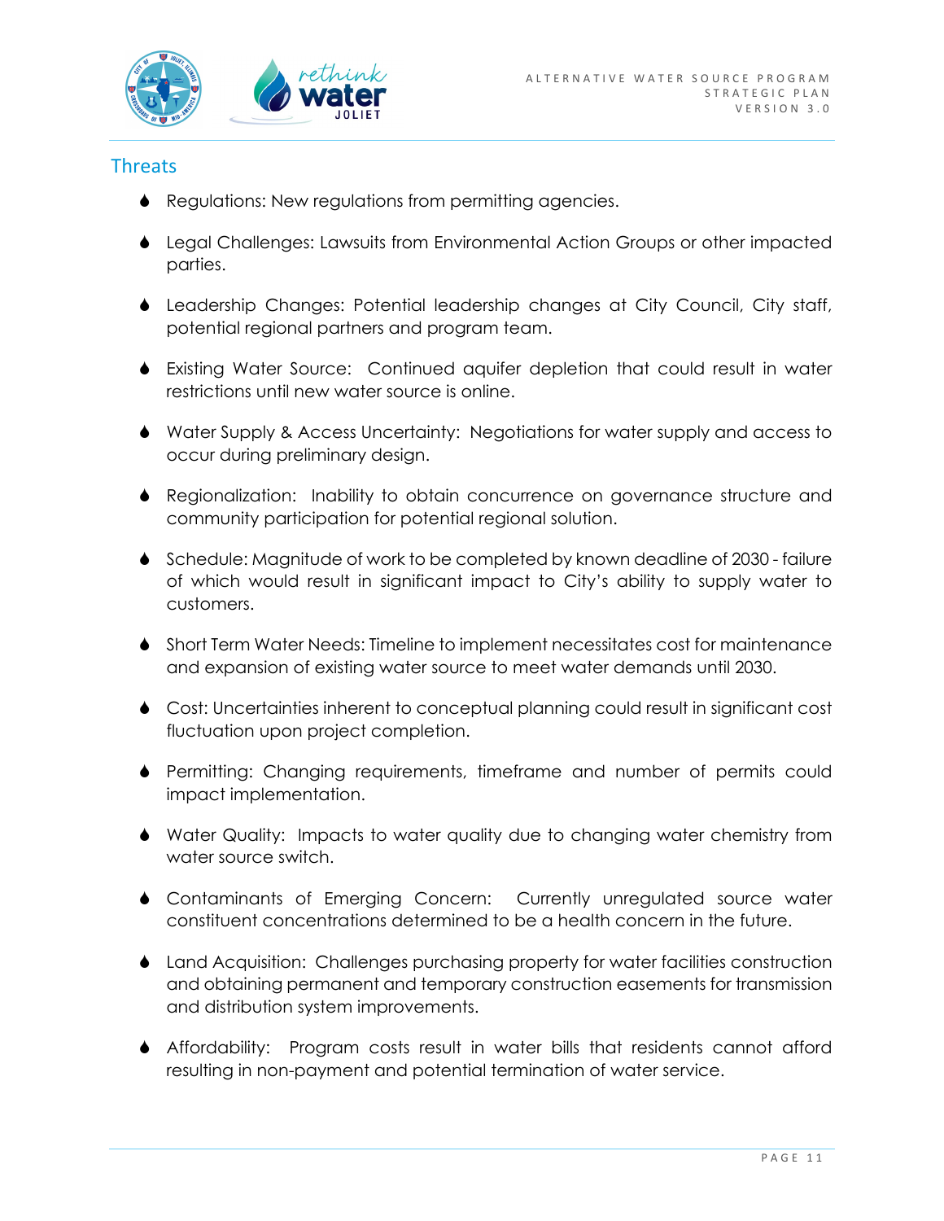## Threats

- Regulations: New regulations from permitting agencies.
- Legal Challenges: Lawsuits from Environmental Action Groups or other impacted parties.
- Leadership Changes: Potential leadership changes at City Council, City staff, potential regional partners and program team.
- Existing Water Source: Continued aquifer depletion that could result in water restrictions until new water source is online.
- Water Supply & Access Uncertainty: Negotiations for water supply and access to occur during preliminary design.
- Regionalization: Inability to obtain concurrence on governance structure and community participation for potential regional solution.
- Schedule: Magnitude of work to be completed by known deadline of 2030 - failure of which would result in significant impact to City's ability to supply water to customers.
- Short Term Water Needs: Timeline to implement necessitates cost for maintenance and expansion of existing water source to meet water demands until 2030.
- Cost: Uncertainties inherent to conceptual planning could result in significant cost fluctuation upon project completion.
- Permitting: Changing requirements, timeframe and number of permits could impact implementation.
- Water Quality: Impacts to water quality due to changing water chemistry from water source switch.
- Contaminants of Emerging Concern: Currently unregulated source water constituent concentrations determined to be a health concern in the future.
- Land Acquisition: Challenges purchasing property for water facilities construction and obtaining permanent and temporary construction easements for transmission and distribution system improvements.
- Affordability: Program costs result in water bills that residents cannot afford resulting in non-payment and potential termination of water service.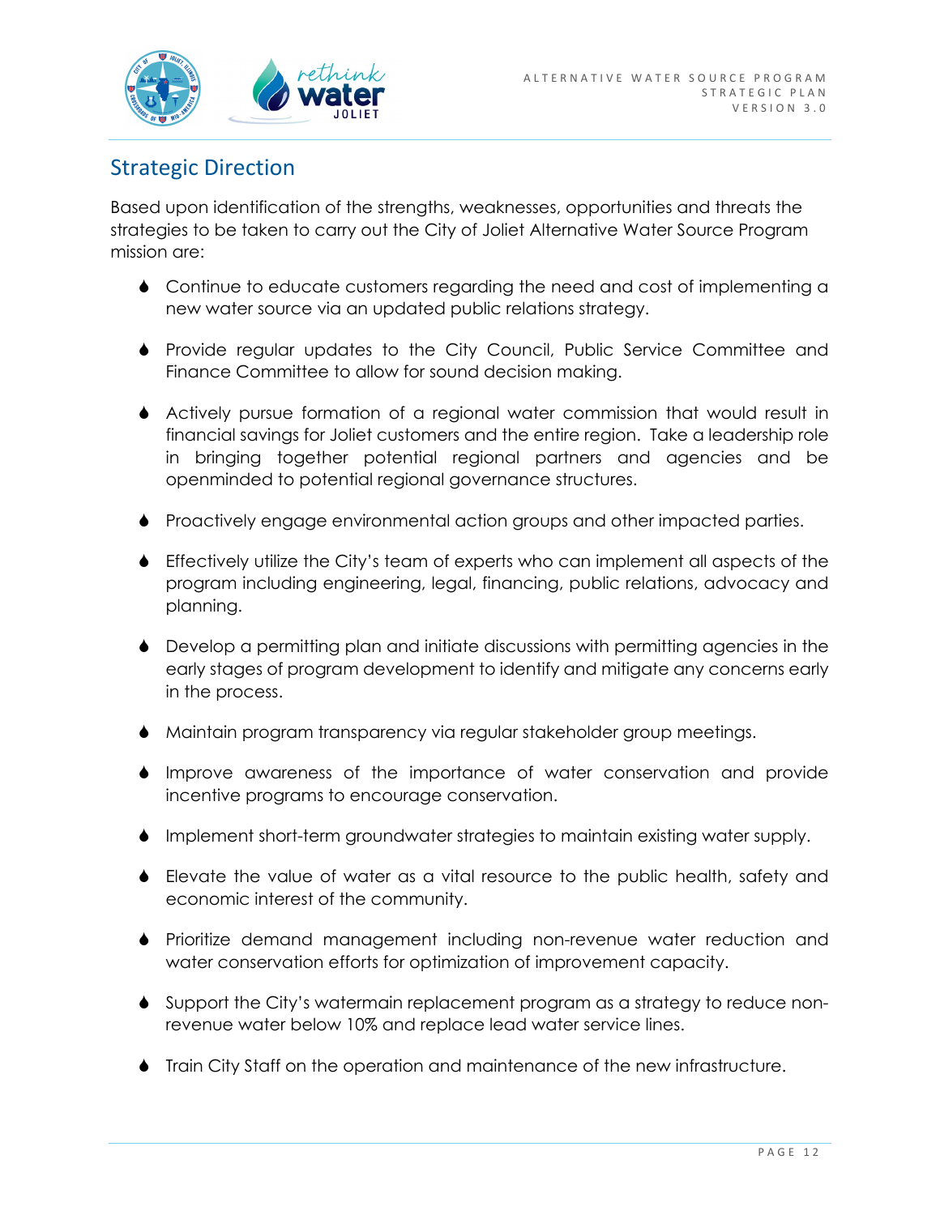## Strategic Direction

Based upon identification of the strengths, weaknesses, opportunities and threats the strategies to be taken to carry out the City of Joliet Alternative Water Source Program mission are:

- Continue to educate customers regarding the need and cost of implementing a new water source via an updated public relations strategy.
- Provide regular updates to the City Council, Public Service Committee and Finance Committee to allow for sound decision making.
- Actively pursue formation of a regional water commission that would result in financial savings for Joliet customers and the entire region. Take a leadership role in bringing together potential regional partners and agencies and be openminded to potential regional governance structures.
- Proactively engage environmental action groups and other impacted parties.
- Effectively utilize the City's team of experts who can implement all aspects of the program including engineering, legal, financing, public relations, advocacy and planning.
- Develop a permitting plan and initiate discussions with permitting agencies in the early stages of program development to identify and mitigate any concerns early in the process.
- Maintain program transparency via regular stakeholder group meetings.
- Improve awareness of the importance of water conservation and provide incentive programs to encourage conservation.
- Implement short-term groundwater strategies to maintain existing water supply.
- Elevate the value of water as a vital resource to the public health, safety and economic interest of the community.
- Prioritize demand management including non-revenue water reduction and water conservation efforts for optimization of improvement capacity.
- Support the City's watermain replacement program as a strategy to reduce non-revenue water below 10% and replace lead water service lines.
- Train City Staff on the operation and maintenance of the new infrastructure.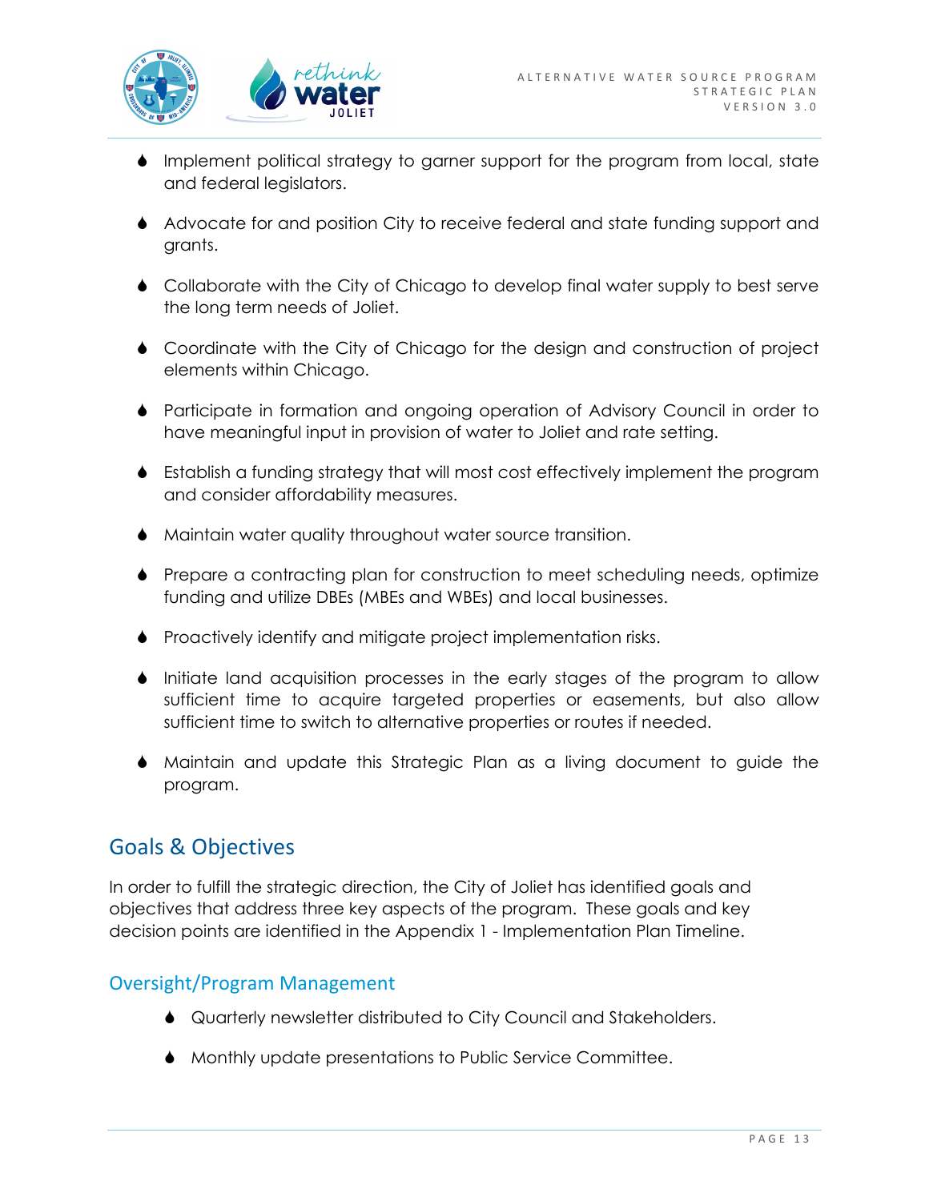- Implement political strategy to garner support for the program from local, state and federal legislators.
- Advocate for and position City to receive federal and state funding support and grants.
- Collaborate with the City of Chicago to develop final water supply to best serve the long term needs of Joliet.
- Coordinate with the City of Chicago for the design and construction of project elements within Chicago.
- Participate in formation and ongoing operation of Advisory Council in order to have meaningful input in provision of water to Joliet and rate setting.
- Establish a funding strategy that will most cost effectively implement the program and consider affordability measures.
- Maintain water quality throughout water source transition.
- Prepare a contracting plan for construction to meet scheduling needs, optimize funding and utilize DBEs (MBEs and WBEs) and local businesses.
- Proactively identify and mitigate project implementation risks.
- Initiate land acquisition processes in the early stages of the program to allow sufficient time to acquire targeted properties or easements, but also allow sufficient time to switch to alternative properties or routes if needed.
- Maintain and update this Strategic Plan as a living document to guide the program.

## Goals & Objectives

In order to fulfill the strategic direction, the City of Joliet has identified goals and objectives that address three key aspects of the program. These goals and key decision points are identified in the Appendix 1 - Implementation Plan Timeline.

### Oversight/Program Management

- Quarterly newsletter distributed to City Council and Stakeholders.
- Monthly update presentations to Public Service Committee.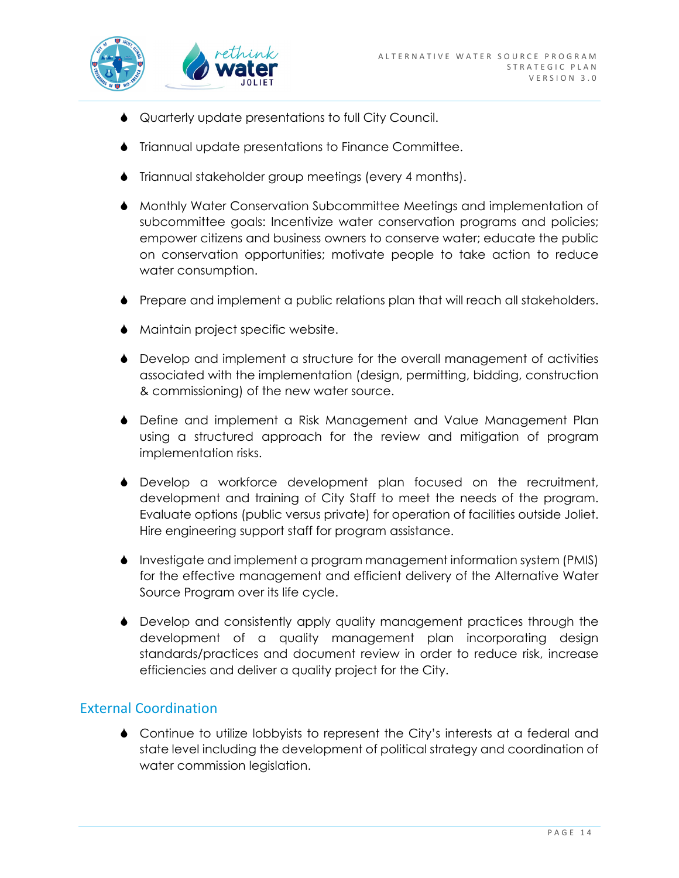- Quarterly update presentations to full City Council.
- Triannual update presentations to Finance Committee.
- Triannual stakeholder group meetings (every 4 months).
- Monthly Water Conservation Subcommittee Meetings and implementation of subcommittee goals: Incentivize water conservation programs and policies; empower citizens and business owners to conserve water; educate the public on conservation opportunities; motivate people to take action to reduce water consumption.
- Prepare and implement a public relations plan that will reach all stakeholders.
- Maintain project specific website.
- Develop and implement a structure for the overall management of activities associated with the implementation (design, permitting, bidding, construction & commissioning) of the new water source.
- Define and implement a Risk Management and Value Management Plan using a structured approach for the review and mitigation of program implementation risks.
- Develop a workforce development plan focused on the recruitment, development and training of City Staff to meet the needs of the program. Evaluate options (public versus private) for operation of facilities outside Joliet. Hire engineering support staff for program assistance.
- Investigate and implement a program management information system (PMIS) for the effective management and efficient delivery of the Alternative Water Source Program over its life cycle.
- Develop and consistently apply quality management practices through the development of a quality management plan incorporating design standards/practices and document review in order to reduce risk, increase efficiencies and deliver a quality project for the City.

## External Coordination

- Continue to utilize lobbyists to represent the City's interests at a federal and state level including the development of political strategy and coordination of water commission legislation.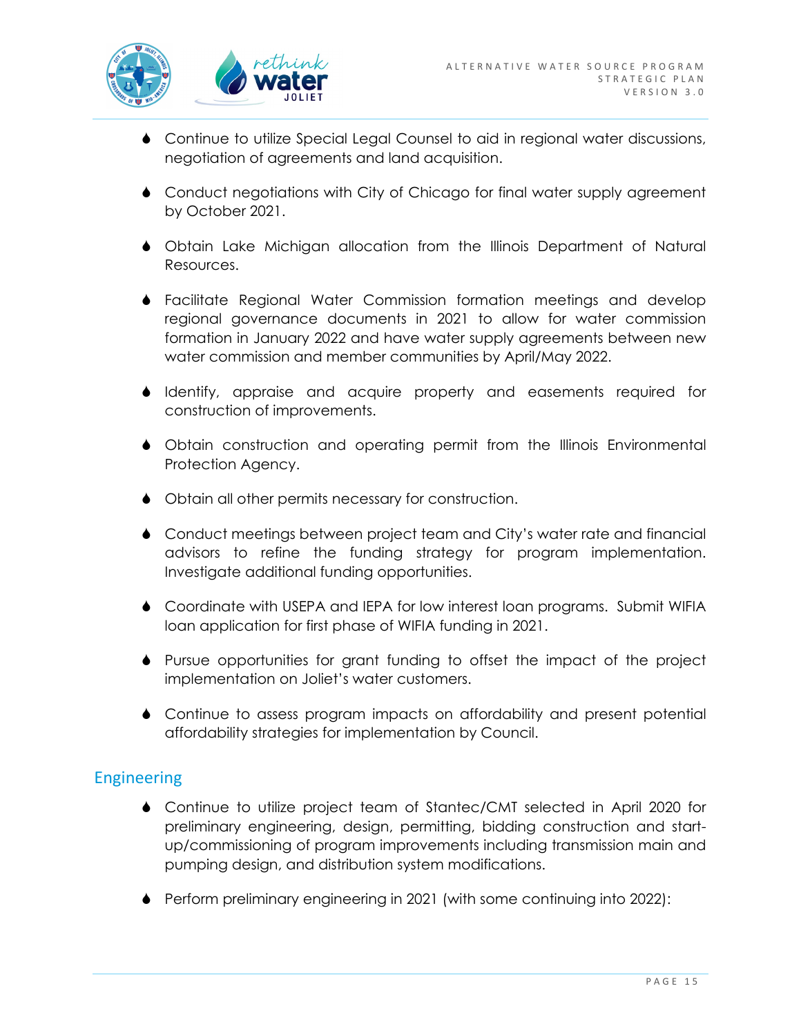- Continue to utilize Special Legal Counsel to aid in regional water discussions, negotiation of agreements and land acquisition.
- Conduct negotiations with City of Chicago for final water supply agreement by October 2021.
- Obtain Lake Michigan allocation from the Illinois Department of Natural Resources.
- Facilitate Regional Water Commission formation meetings and develop regional governance documents in 2021 to allow for water commission formation in January 2022 and have water supply agreements between new water commission and member communities by April/May 2022.
- Identify, appraise and acquire property and easements required for construction of improvements.
- Obtain construction and operating permit from the Illinois Environmental Protection Agency.
- Obtain all other permits necessary for construction.
- Conduct meetings between project team and City's water rate and financial advisors to refine the funding strategy for program implementation. Investigate additional funding opportunities.
- Coordinate with USEPA and IEPA for low interest loan programs. Submit WIFIA loan application for first phase of WIFIA funding in 2021.
- Pursue opportunities for grant funding to offset the impact of the project implementation on Joliet's water customers.
- Continue to assess program impacts on affordability and present potential affordability strategies for implementation by Council.

## Engineering

- Continue to utilize project team of Stantec/CMT selected in April 2020 for preliminary engineering, design, permitting, bidding construction and start-up/commissioning of program improvements including transmission main and pumping design, and distribution system modifications.
- Perform preliminary engineering in 2021 (with some continuing into 2022):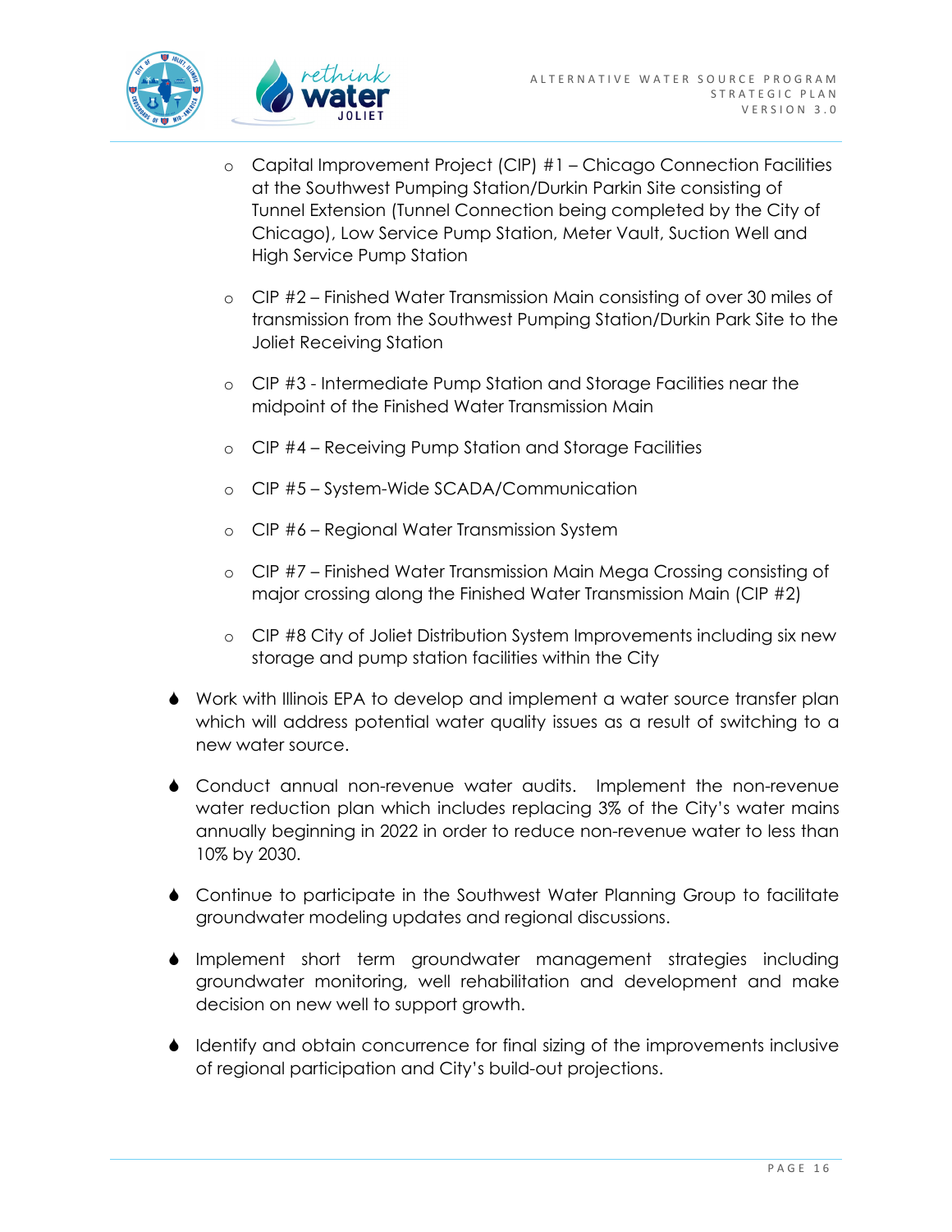- Capital Improvement Project (CIP) #1 – Chicago Connection Facilities at the Southwest Pumping Station/Durkin Parkin Site consisting of Tunnel Extension (Tunnel Connection being completed by the City of Chicago), Low Service Pump Station, Meter Vault, Suction Well and High Service Pump Station
- CIP #2 – Finished Water Transmission Main consisting of over 30 miles of transmission from the Southwest Pumping Station/Durkin Park Site to the Joliet Receiving Station
- CIP #3 - Intermediate Pump Station and Storage Facilities near the midpoint of the Finished Water Transmission Main
- CIP #4 – Receiving Pump Station and Storage Facilities
- CIP #5 – System-Wide SCADA/Communication
- CIP #6 – Regional Water Transmission System
- CIP #7 – Finished Water Transmission Main Mega Crossing consisting of major crossing along the Finished Water Transmission Main (CIP #2)
- CIP #8 City of Joliet Distribution System Improvements including six new storage and pump station facilities within the City

- Work with Illinois EPA to develop and implement a water source transfer plan which will address potential water quality issues as a result of switching to a new water source.
- Conduct annual non-revenue water audits. Implement the non-revenue water reduction plan which includes replacing 3% of the City's water mains annually beginning in 2022 in order to reduce non-revenue water to less than 10% by 2030.
- Continue to participate in the Southwest Water Planning Group to facilitate groundwater modeling updates and regional discussions.
- Implement short term groundwater management strategies including groundwater monitoring, well rehabilitation and development and make decision on new well to support growth.
- Identify and obtain concurrence for final sizing of the improvements inclusive of regional participation and City's build-out projections.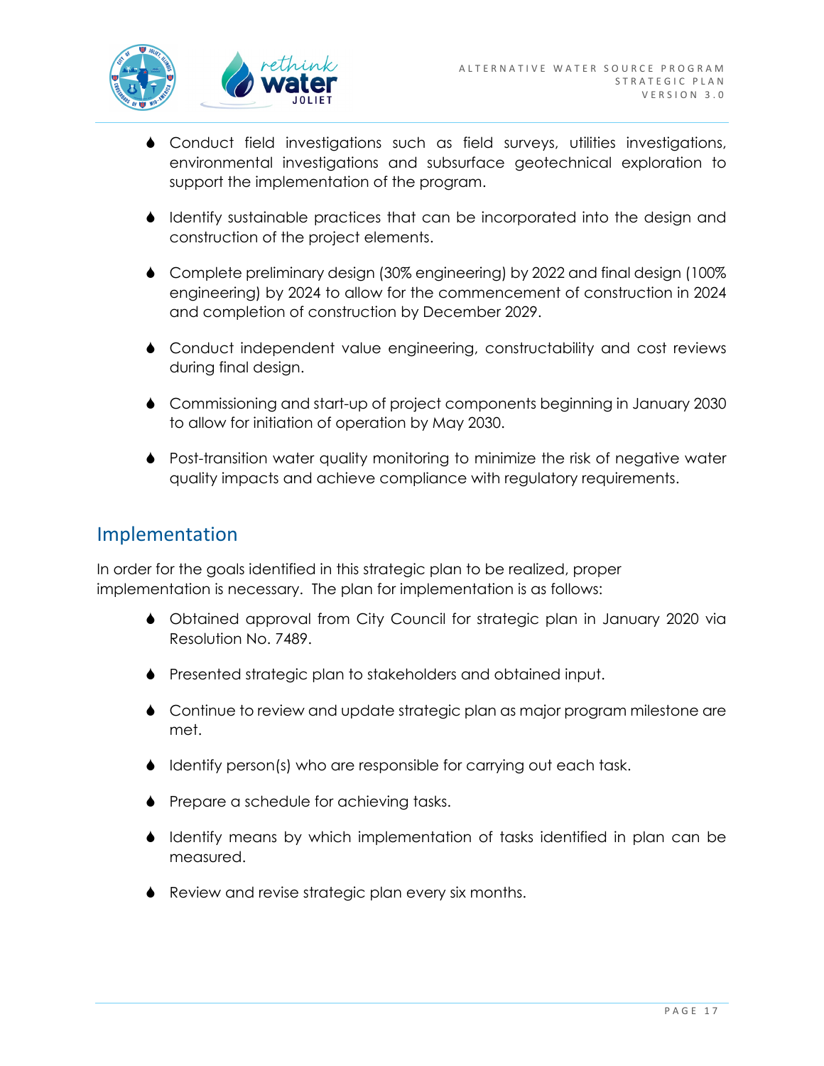- Conduct field investigations such as field surveys, utilities investigations, environmental investigations and subsurface geotechnical exploration to support the implementation of the program.
- Identify sustainable practices that can be incorporated into the design and construction of the project elements.
- Complete preliminary design (30% engineering) by 2022 and final design (100% engineering) by 2024 to allow for the commencement of construction in 2024 and completion of construction by December 2029.
- Conduct independent value engineering, constructability and cost reviews during final design.
- Commissioning and start-up of project components beginning in January 2030 to allow for initiation of operation by May 2030.
- Post-transition water quality monitoring to minimize the risk of negative water quality impacts and achieve compliance with regulatory requirements.

## Implementation

In order for the goals identified in this strategic plan to be realized, proper implementation is necessary. The plan for implementation is as follows:

- Obtained approval from City Council for strategic plan in January 2020 via Resolution No. 7489.
- Presented strategic plan to stakeholders and obtained input.
- Continue to review and update strategic plan as major program milestone are met.
- Identify person(s) who are responsible for carrying out each task.
- Prepare a schedule for achieving tasks.
- Identify means by which implementation of tasks identified in plan can be measured.
- Review and revise strategic plan every six months.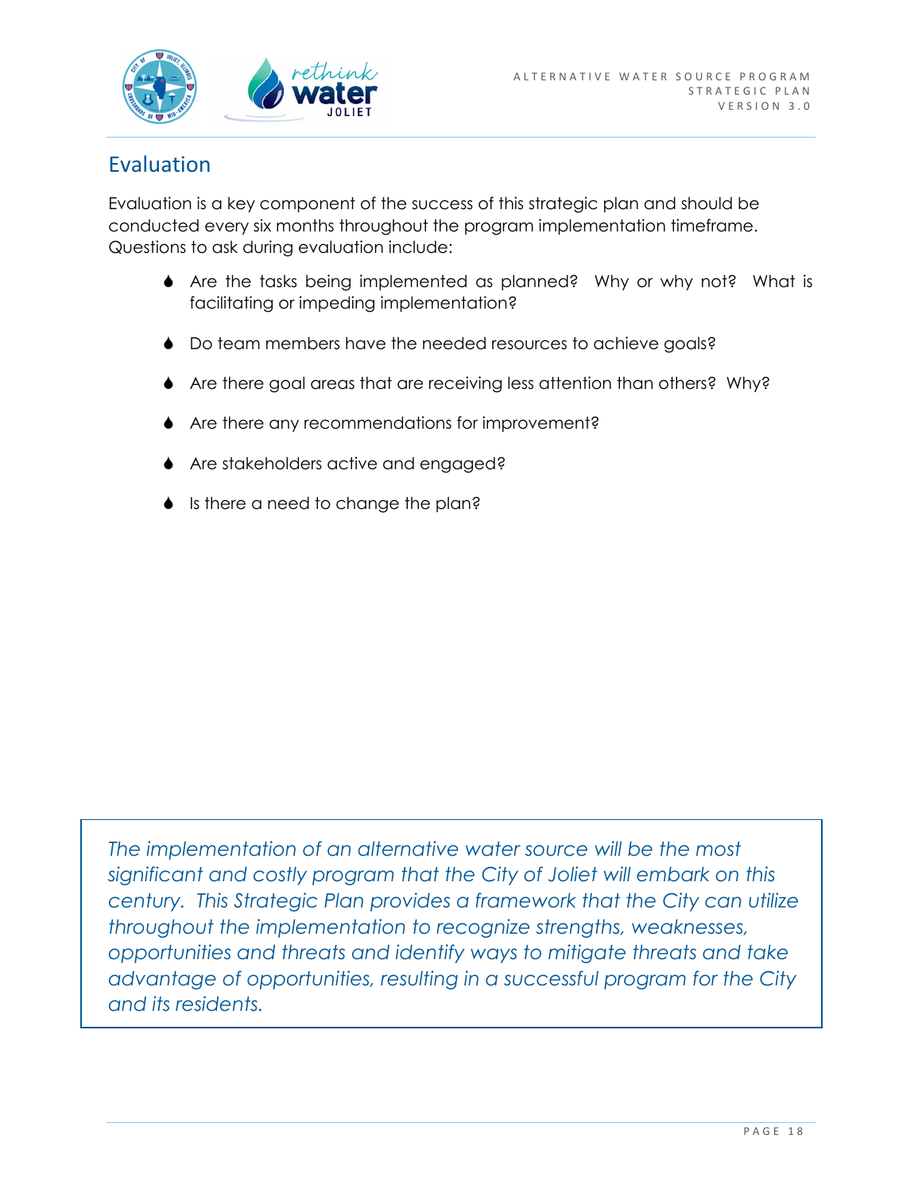## Evaluation

Evaluation is a key component of the success of this strategic plan and should be conducted every six months throughout the program implementation timeframe. Questions to ask during evaluation include:

- Are the tasks being implemented as planned? Why or why not? What is facilitating or impeding implementation?
- Do team members have the needed resources to achieve goals?
- Are there goal areas that are receiving less attention than others? Why?
- Are there any recommendations for improvement?
- Are stakeholders active and engaged?
- Is there a need to change the plan?

*The implementation of an alternative water source will be the most significant and costly program that the City of Joliet will embark on this century. This Strategic Plan provides a framework that the City can utilize throughout the implementation to recognize strengths, weaknesses, opportunities and threats and identify ways to mitigate threats and take advantage of opportunities, resulting in a successful program for the City and its residents.*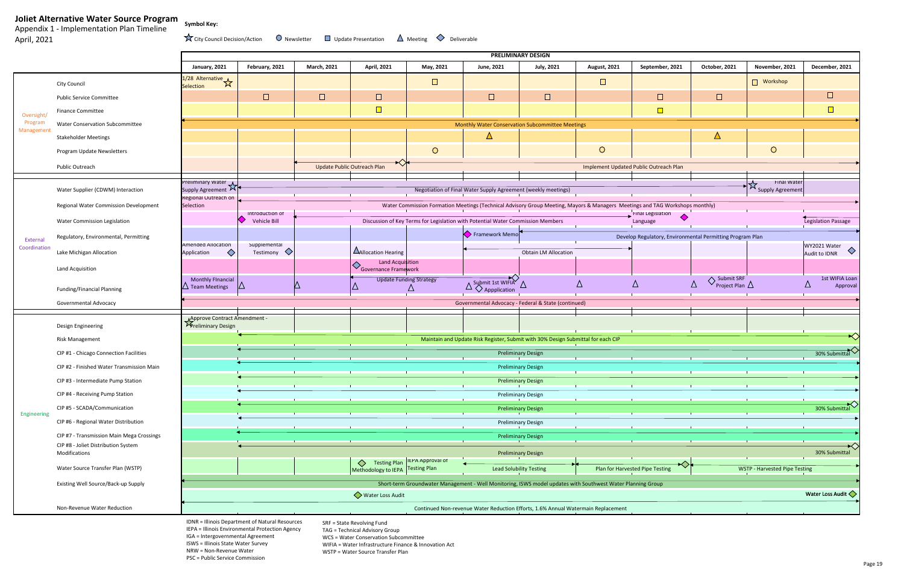# Joliet Alternative Water Source Program

Appendix 1 - Implementation Plan Timeline

April, 2021

**Symbol Key:** ☆ City Council Decision/Action ○ Newsletter □ Update Presentation △ Meeting ◇ Deliverable

**PRELIMINARY DESIGN**

| Category | Item | January, 2021 | February, 2021 | March, 2021 | April, 2021 | May, 2021 | June, 2021 | July, 2021 | August, 2021 | September, 2021 | October, 2021 | November, 2021 | December, 2021 |
|---|---|---|---|---|---|---|---|---|---|---|---|---|---|
| Oversight/ Program Management | City Council | ☆ 1/28 Alternative Selection | | | | □ | | | □ | | | □ Workshop | |
| | Public Service Committee | | □ | □ | □ | | □ | □ | | □ | □ | | □ |
| | Finance Committee | | | | □ | | | | | □ | | | □ |
| | Water Conservation Subcommittee | Monthly Water Conservation Subcommittee Meetings (Jan–Dec) | | | | | | | | | | | |
| | Stakeholder Meetings | | | | | | △ | | | | △ | | |
| | Program Update Newsletters | | | | | ○ | | | ○ | | | ○ | |
| | Public Outreach | | | Update Public Outreach Plan (Mar–Apr) ◇ | | Implement Updated Public Outreach Plan (May–Dec) | | | | | | | |
| External Coordination | Water Supplier (CDWM) Interaction | ☆ Preliminary Water Supply Agreement | Negotiation of Final Water Supply Agreement (weekly meetings) (Feb–Oct) | | | | | | | | | ☆ Final Water Supply Agreement | |
| | Regional Water Commission Development | Regional Outreach on Selection | Water Commission Formation Meetings (Technical Advisory Group Meeting, Mayors & Managers Meetings and TAG Workshops monthly) (Feb–Dec) | | | | | | | | | | |
| | Water Commission Legislation | | ◇ Introduction of Vehicle Bill | Discussion of Key Terms for Legislation with Potential Water Commission Members (Mar–Aug) | | | | | | Final Legislation Language ◇ | | | Legislation Passage |
| | Regulatory, Environmental, Permitting | | | | | | ◇ Framework Memo | Develop Regulatory, Environmental Permitting Program Plan (Jul–Dec) | | | | | |
| | Lake Michigan Allocation | Amended Allocation Application ◇ | Supplemental Testimony ◇ | | △ Allocation Hearing | | Obtain LM Allocation (Jun–Aug) | | | | | | WY2021 Water Audit to IDNR ◇ |
| | Land Acquisition | | | | ◇ Land Acquisition Governance Framework | | | | | | | | |
| | Funding/Financial Planning | △ Monthly Financial Team Meetings | △ | △ | △ Update Funding Strategy (Apr–Jun) | △ | △ Submit 1st WIFIA ◇ Application | △ | △ | △ | △ ◇ Submit SRF Project Plan | △ | △ 1st WIFIA Loan Approval |
| | Governmental Advocacy | Governmental Advocacy - Federal & State (continued) (Jan–Dec) | | | | | | | | | | | |
| Engineering | Design Engineering | ☆ Approve Contract Amendment - Preliminary Design | | | | | | | | | | | |
| | Risk Management | | Maintain and Update Risk Register, Submit with 30% Design Submittal for each CIP (Feb–Dec) | | | | | | | | | | ◇ |
| | CIP #1 - Chicago Connection Facilities | | Preliminary Design (Feb–Dec) | | | | | | | | | | 30% Submittal ◇ |
| | CIP #2 - Finished Water Transmission Main | | Preliminary Design (Feb–Dec) | | | | | | | | | | |
| | CIP #3 - Intermediate Pump Station | | Preliminary Design (Feb–Dec) | | | | | | | | | | |
| | CIP #4 - Receiving Pump Station | | Preliminary Design (Feb–Dec) | | | | | | | | | | |
| | CIP #5 - SCADA/Communication | | Preliminary Design (Feb–Dec) | | | | | | | | | | 30% Submittal ◇ |
| | CIP #6 - Regional Water Distribution | | Preliminary Design (Feb–Dec) | | | | | | | | | | |
| | CIP #7 - Transmission Main Mega Crossings | | Preliminary Design (Feb–Dec) | | | | | | | | | | |
| | CIP #8 - Joliet Distribution System Modifications | | Preliminary Design (Feb–Dec) | | | | | | | | | | 30% Submittal ◇ |
| | Water Source Transfer Plan (WSTP) | | | | ◇ Testing Plan Methodology to IEPA | IEPA Approval of Testing Plan | Lead Solubility Testing (Jun–Jul) | | Plan for Harvested Pipe Testing (Aug–Sep) ◇ | | WSTP - Harvested Pipe Testing (Oct–Dec) | | |
| | Existing Well Source/Back-up Supply | Short-term Groundwater Management - Well Monitoring, ISWS model updates with Southwest Water Planning Group (Jan–Dec) | | | | | | | | | | | |
| | Non-Revenue Water Reduction | Continued Non-revenue Water Reduction Efforts, 1.6% Annual Watermain Replacement (Jan–Dec) | | | ◇ Water Loss Audit | | | | | | | | **Water Loss Audit** ◇ |

IDNR = Illinois Department of Natural Resources
IEPA = Illinois Environmental Protection Agency
IGA = Intergovernmental Agreement
ISWS = Illinois State Water Survey
NRW = Non-Revenue Water
PSC = Public Service Commission
SRF = State Revolving Fund
TAG = Technical Advisory Group
WCS = Water Conservation Subcommittee
WIFIA = Water Infrastructure Finance & Innovation Act
WSTP = Water Source Transfer Plan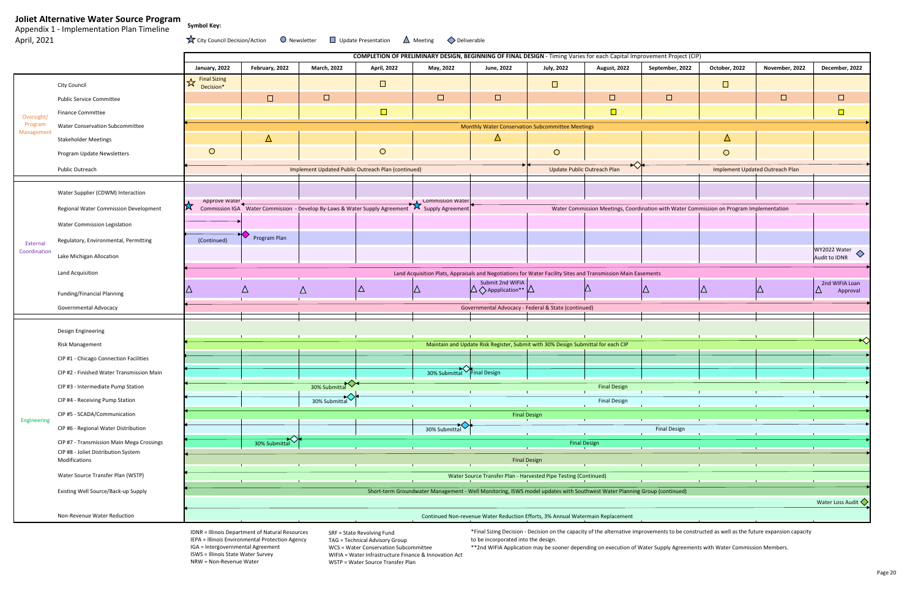# Joliet Alternative Water Source Program

Appendix 1 - Implementation Plan Timeline

April, 2021

**Symbol Key:** ☆ City Council Decision/Action ○ Newsletter □ Update Presentation △ Meeting ◇ Deliverable

**COMPLETION OF PRELIMINARY DESIGN, BEGINNING OF FINAL DESIGN** - Timing Varies for each Capital Improvement Project (CIP)

| Category | Item | January, 2022 | February, 2022 | March, 2022 | April, 2022 | May, 2022 | June, 2022 | July, 2022 | August, 2022 | September, 2022 | October, 2022 | November, 2022 | December, 2022 |
|---|---|---|---|---|---|---|---|---|---|---|---|---|---|
| Oversight/ Program Management | City Council | ☆ Final Sizing Decision* | | | □ | | | □ | | | □ | | |
| | Public Service Committee | | □ | □ | | □ | □ | | □ | □ | | □ | □ |
| | Finance Committee | | | | □ | | | | □ | | | | □ |
| | Water Conservation Subcommittee | Monthly Water Conservation Subcommittee Meetings (January–December) | | | | | | | | | | | |
| | Stakeholder Meetings | | △ | | | | △ | | | | △ | | |
| | Program Update Newsletters | ○ | | | ○ | | | ○ | | | ○ | | |
| | Public Outreach | Implement Updated Public Outreach Plan (continued) (January–June) | | | | | | Update Public Outreach Plan (July–August) ◇ | | Implement Updated Outreach Plan (September–December) | | | |
| External Coordination | Water Supplier (CDWM) Interaction | | | | | | | | | | | | |
| | Regional Water Commission Development | ☆ Approve Water Commission IGA | Water Commission - Develop By-Laws & Water Supply Agreement (February–April) | | | ☆ Commission Water Supply Agreement | Water Commission Meetings, Coordination with Water Commission on Program Implementation (June–December) | | | | | | |
| | Water Commission Legislation | | | | | | | | | | | | |
| | Regulatory, Environmental, Permitting | (Continued) | ◇ Program Plan | | | | | | | | | | |
| | Lake Michigan Allocation | | | | | | | | | | | | WY2022 Water Audit to IDNR ◇ |
| | Land Acquisition | Land Acquisition Plats, Appraisals and Negotiations for Water Facility Sites and Transmission Main Easements (January–December) | | | | | | | | | | | |
| | Funding/Financial Planning | △ | △ | △ | △ | △ | △ ◇ Submit 2nd WIFIA Appplication** | △ | △ | △ | △ | △ | △ 2nd WIFIA Loan Approval |
| | Governmental Advocacy | Governmental Advocacy - Federal & State (continued) (January–December) | | | | | | | | | | | |
| Engineering | Design Engineering | | | | | | | | | | | | |
| | Risk Management | Maintain and Update Risk Register, Submit with 30% Design Submittal for each CIP (January–December) ◇ | | | | | | | | | | | |
| | CIP #1 - Chicago Connection Facilities | | | | | | | | | | | | |
| | CIP #2 - Finished Water Transmission Main | 30% Submittal (January–May) ◇ | | | | | Final Design (June–December) | | | | | | |
| | CIP #3 - Intermediate Pump Station | 30% Submittal (January–March) ◇ | | | Final Design (April–December) | | | | | | | | |
| | CIP #4 - Receiving Pump Station | 30% Submittal (January–March) ◇ | | | Final Design (April–December) | | | | | | | | |
| | CIP #5 - SCADA/Communication | Final Design (January–December) | | | | | | | | | | | |
| | CIP #6 - Regional Water Distribution | 30% Submittal (January–May) ◇ | | | | | Final Design (June–December) | | | | | | |
| | CIP #7 - Transmission Main Mega Crossings | 30% Submittal (January–February) ◇ | | Final Design (March–December) | | | | | | | | | |
| | CIP #8 - Joliet Distribution System Modifications | Final Design (January–December) | | | | | | | | | | | |
| | Water Source Transfer Plan (WSTP) | Water Source Transfer Plan - Harvested Pipe Testing (Continued) (January–December) | | | | | | | | | | | |
| | Existing Well Source/Back-up Supply | Short-term Groundwater Management - Well Monitoring, ISWS model updates with Southwest Water Planning Group (continued) (January–December) | | | | | | | | | | | |
| | Non-Revenue Water Reduction | Continued Non-revenue Water Reduction Efforts, 3% Annual Watermain Replacement (January–December) | | | | | | | | | | | Water Loss Audit ◇ |

IDNR = Illinois Department of Natural Resources
IEPA = Illinois Environmental Protection Agency
IGA = Intergovernmental Agreement
ISWS = Illinois State Water Survey
NRW = Non-Revenue Water

SRF = State Revolving Fund
TAG = Technical Advisory Group
WCS = Water Conservation Subcommittee
WIFIA = Water Infrastructure Finance & Innovation Act
WSTP = Water Source Transfer Plan

*Final Sizing Decision - Decision on the capacity of the alternative improvements to be constructed as well as the future expansion capacity to be incorporated into the design.

**2nd WIFIA Application may be sooner depending on execution of Water Supply Agreements with Water Commission Members.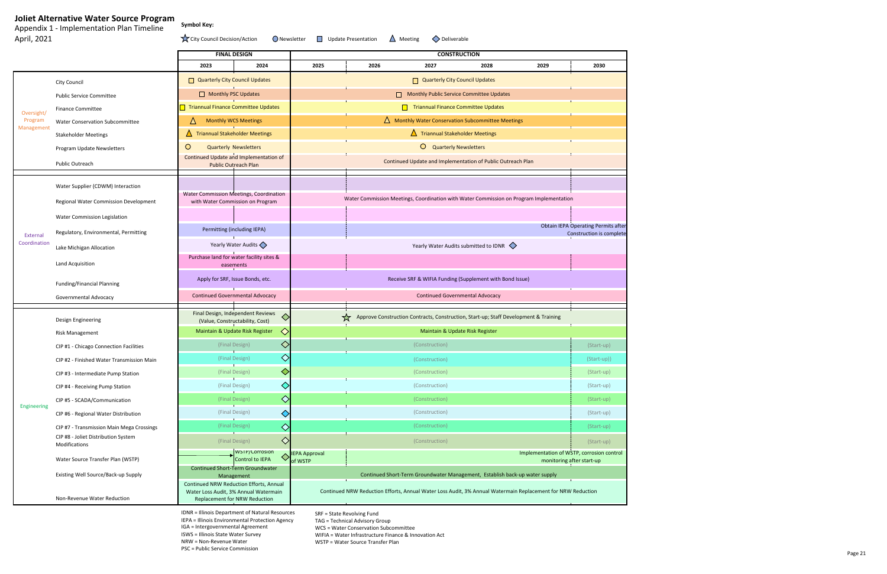# Joliet Alternative Water Source Program

Appendix 1 - Implementation Plan Timeline

April, 2021

**Symbol Key:**

☆ City Council Decision/Action ○ Newsletter □ Update Presentation △ Meeting ◇ Deliverable

| Category | Item | FINAL DESIGN (2023–2024) | CONSTRUCTION (2025–2030) |
|---|---|---|---|
| | | 2023, 2024 | 2025, 2026, 2027, 2028, 2029, 2030 |
| Oversight/ Program Management | City Council | □ Quarterly City Council Updates | □ Quarterly City Council Updates |
| | Public Service Committee | □ Monthly PSC Updates | □ Monthly Public Service Committee Updates |
| | Finance Committee | □ Triannual Finance Committee Updates | □ Triannual Finance Committee Updates |
| | Water Conservation Subcommittee | △ Monthly WCS Meetings | △ Monthly Water Conservation Subcommittee Meetings |
| | Stakeholder Meetings | △ Triannual Stakeholder Meetings | △ Triannual Stakeholder Meetings |
| | Program Update Newsletters | ○ Quarterly Newsletters | ○ Quarterly Newsletters |
| | Public Outreach | Continued Update and Implementation of Public Outreach Plan | Continued Update and Implementation of Public Outreach Plan |
| External Coordination | Water Supplier (CDWM) Interaction | | |
| | Regional Water Commission Development | Water Commission Meetings, Coordination with Water Commission on Program | Water Commission Meetings, Coordination with Water Commission on Program Implementation |
| | Water Commission Legislation | | |
| | Regulatory, Environmental, Permitting | Permitting (including IEPA) | Obtain IEPA Operating Permits after Construction is complete (2030) |
| | Lake Michigan Allocation | Yearly Water Audits ◇ | Yearly Water Audits submitted to IDNR ◇ |
| | Land Acquisition | Purchase land for water facility sites & easements | |
| | Funding/Financial Planning | Apply for SRF, Issue Bonds, etc. | Receive SRF & WIFIA Funding (Supplement with Bond Issue) |
| | Governmental Advocacy | Continued Governmental Advocacy | Continued Governmental Advocacy |
| Engineering | Design Engineering | Final Design, Independent Reviews (Value, Constructability, Cost) ◇ | ☆ Approve Construction Contracts, Construction, Start-up; Staff Development & Training |
| | Risk Management | Maintain & Update Risk Register ◇ | Maintain & Update Risk Register |
| | CIP #1 - Chicago Connection Facilities | (Final Design) ◇ | (Construction) 2025–2029; (Start-up) 2030 |
| | CIP #2 - Finished Water Transmission Main | (Final Design) ◇ | (Construction) 2025–2029; (Start-up)) 2030 |
| | CIP #3 - Intermediate Pump Station | (Final Design) ◇ | (Construction) 2025–2029; (Start-up) 2030 |
| | CIP #4 - Receiving Pump Station | (Final Design) ◇ | (Construction) 2025–2029; (Start-up) 2030 |
| | CIP #5 - SCADA/Communication | (Final Design) ◇ | (Construction) 2025–2029; (Start-up) 2030 |
| | CIP #6 - Regional Water Distribution | (Final Design) ◇ | (Construction) 2025–2029; (Start-up) 2030 |
| | CIP #7 - Transmission Main Mega Crossings | (Final Design) ◇ | (Construction) 2025–2029; (Start-up) 2030 |
| | CIP #8 - Joliet Distribution System Modifications | (Final Design) ◇ | (Construction) 2025–2029; (Start-up) 2030 |
| | Water Source Transfer Plan (WSTP) | → WSTP/Corrosion Control to IEPA ◇ | IEPA Approval of WSTP (2025); Implementation of WSTP, corrosion control monitoring after start-up (2029–2030) |
| | Existing Well Source/Back-up Supply | Continued Short-Term Groundwater Management | Continued Short-Term Groundwater Management, Establish back-up water supply |
| | Non-Revenue Water Reduction | Continued NRW Reduction Efforts, Annual Water Loss Audit, 3% Annual Watermain Replacement for NRW Reduction | Continued NRW Reduction Efforts, Annual Water Loss Audit, 3% Annual Watermain Replacement for NRW Reduction |

IDNR = Illinois Department of Natural Resources
IEPA = Illinois Environmental Protection Agency
IGA = Intergovernmental Agreement
ISWS = Illinois State Water Survey
NRW = Non-Revenue Water
PSC = Public Service Commission

SRF = State Revolving Fund
TAG = Technical Advisory Group
WCS = Water Conservation Subcommittee
WIFIA = Water Infrastructure Finance & Innovation Act
WSTP = Water Source Transfer Plan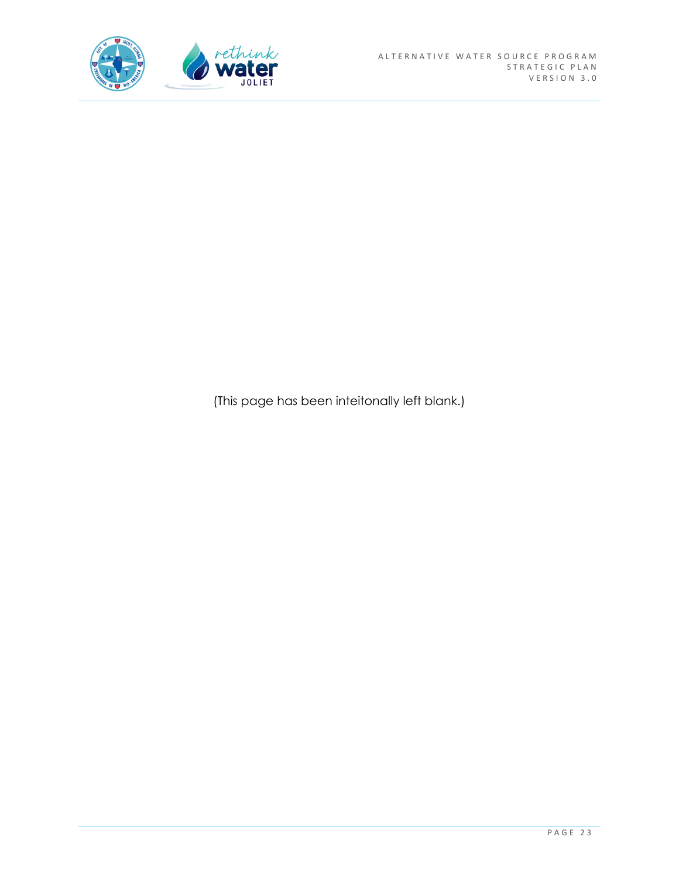(This page has been inteitonally left blank.)